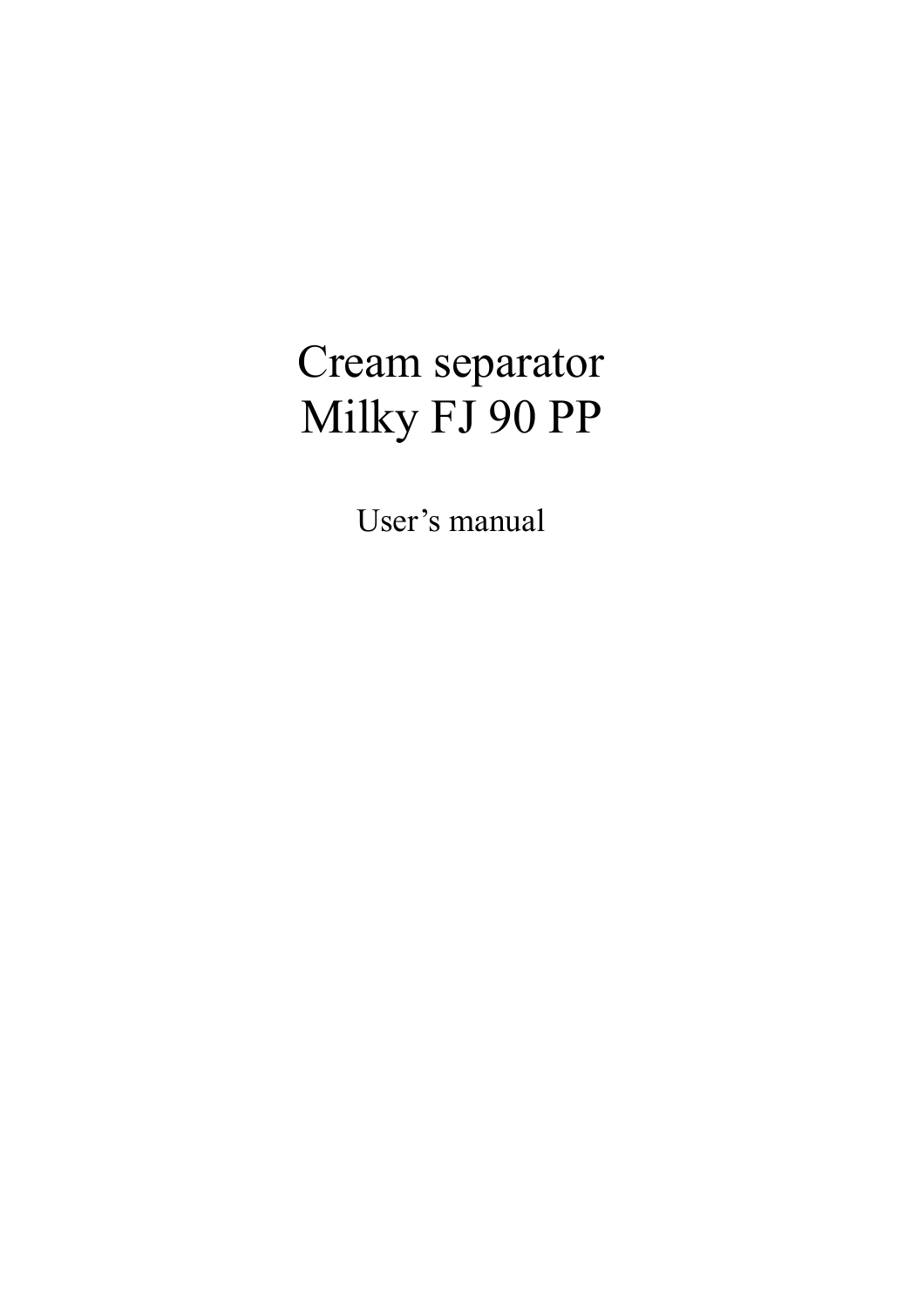# Cream separator
# Milky FJ 90 PP

User's manual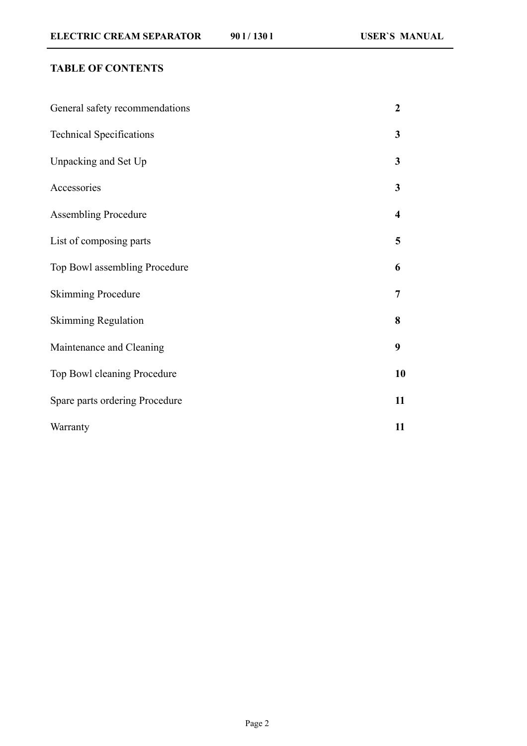## TABLE OF CONTENTS

| | |
|---|---|
| General safety recommendations | **2** |
| Technical Specifications | **3** |
| Unpacking and Set Up | **3** |
| Accessories | **3** |
| Assembling Procedure | **4** |
| List of composing parts | **5** |
| Top Bowl assembling Procedure | **6** |
| Skimming Procedure | **7** |
| Skimming Regulation | **8** |
| Maintenance and Cleaning | **9** |
| Top Bowl cleaning Procedure | **10** |
| Spare parts ordering Procedure | **11** |
| Warranty | **11** |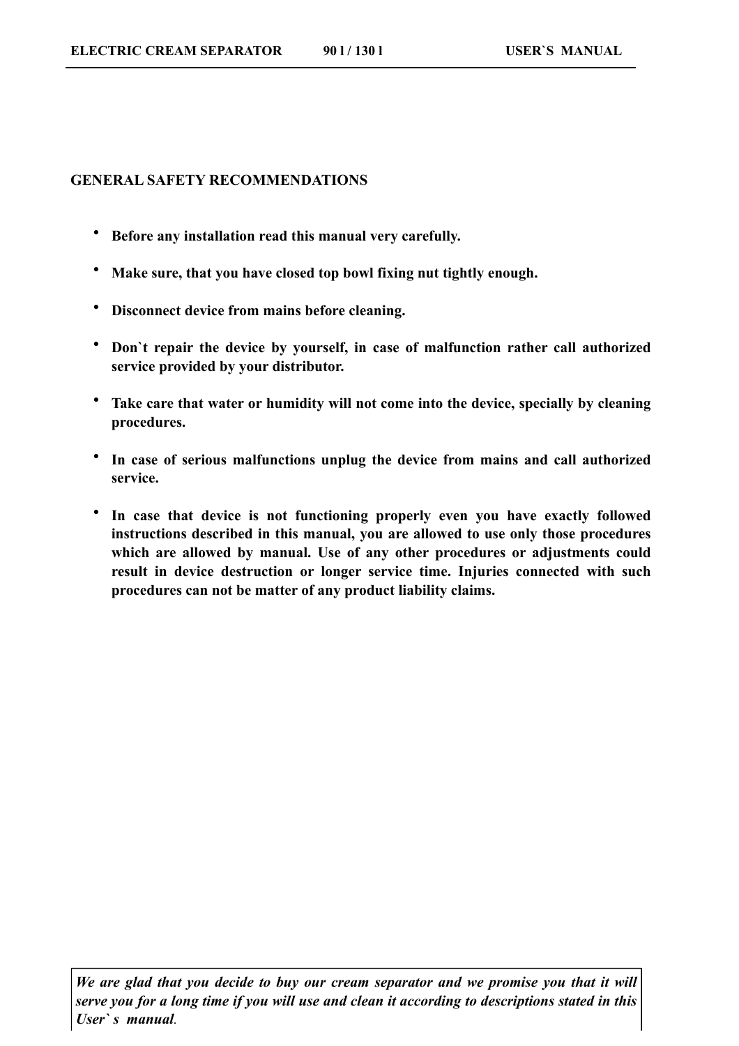## GENERAL SAFETY RECOMMENDATIONS

- **Before any installation read this manual very carefully.**
- **Make sure, that you have closed top bowl fixing nut tightly enough.**
- **Disconnect device from mains before cleaning.**
- **Don`t repair the device by yourself, in case of malfunction rather call authorized service provided by your distributor.**
- **Take care that water or humidity will not come into the device, specially by cleaning procedures.**
- **In case of serious malfunctions unplug the device from mains and call authorized service.**
- **In case that device is not functioning properly even you have exactly followed instructions described in this manual, you are allowed to use only those procedures which are allowed by manual. Use of any other procedures or adjustments could result in device destruction or longer service time. Injuries connected with such procedures can not be matter of any product liability claims.**

***We are glad that you decide to buy our cream separator and we promise you that it will serve you for a long time if you will use and clean it according to descriptions stated in this User` s manual.***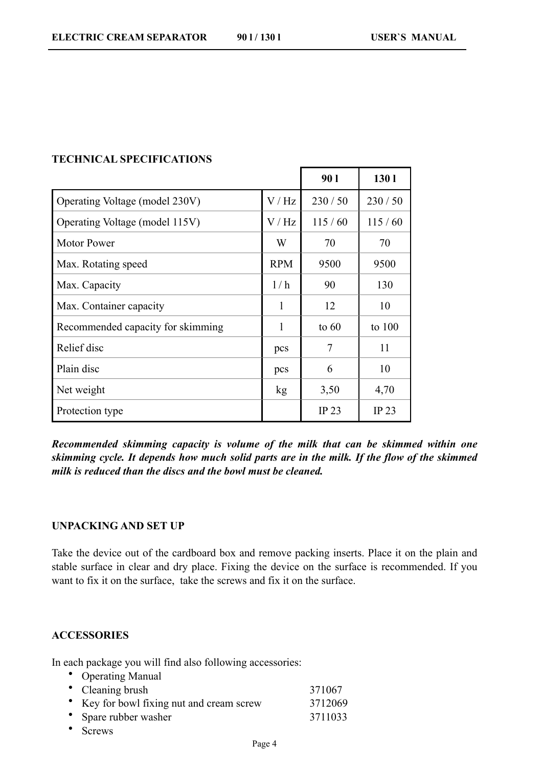## TECHNICAL SPECIFICATIONS

| | | 90 l | 130 l |
|---|---|---|---|
| Operating Voltage (model 230V) | V / Hz | 230 / 50 | 230 / 50 |
| Operating Voltage (model 115V) | V / Hz | 115 / 60 | 115 / 60 |
| Motor Power | W | 70 | 70 |
| Max. Rotating speed | RPM | 9500 | 9500 |
| Max. Capacity | l / h | 90 | 130 |
| Max. Container capacity | l | 12 | 10 |
| Recommended capacity for skimming | l | to 60 | to 100 |
| Relief disc | pcs | 7 | 11 |
| Plain disc | pcs | 6 | 10 |
| Net weight | kg | 3,50 | 4,70 |
| Protection type | | IP 23 | IP 23 |

***Recommended skimming capacity is volume of the milk that can be skimmed within one skimming cycle. It depends how much solid parts are in the milk. If the flow of the skimmed milk is reduced than the discs and the bowl must be cleaned.***

## UNPACKING AND SET UP

Take the device out of the cardboard box and remove packing inserts. Place it on the plain and stable surface in clear and dry place. Fixing the device on the surface is recommended. If you want to fix it on the surface, take the screws and fix it on the surface.

## ACCESSORIES

In each package you will find also following accessories:

- Operating Manual
- Cleaning brush 371067
- Key for bowl fixing nut and cream screw 3712069
- Spare rubber washer 3711033
- Screws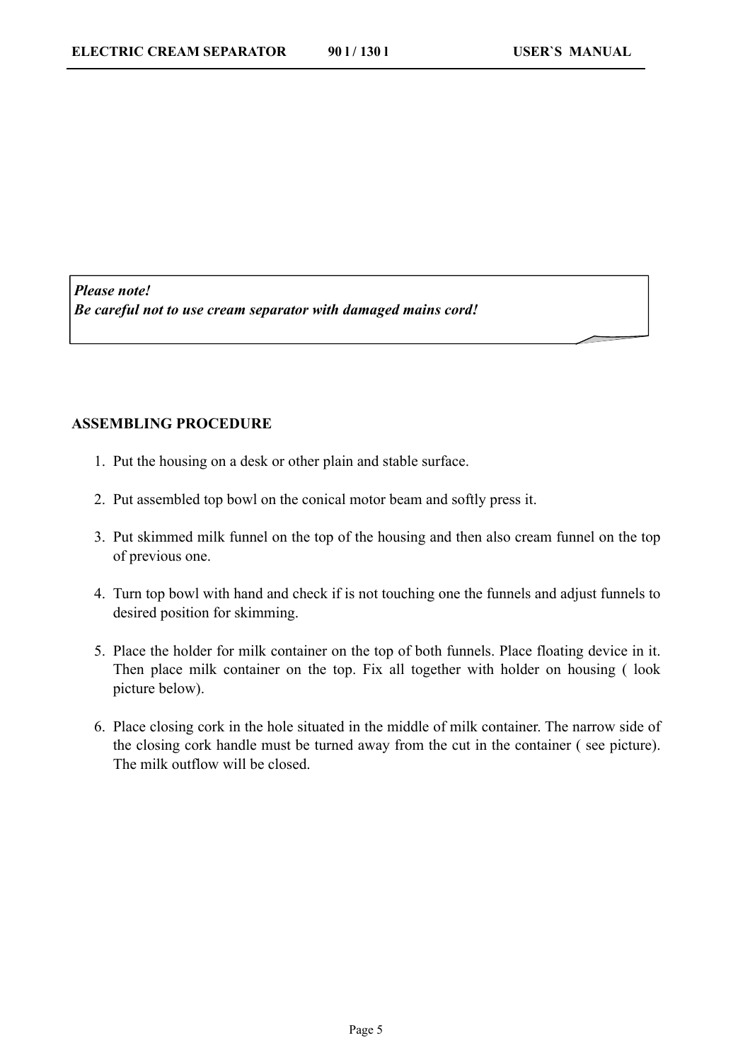***Please note!***
***Be careful not to use cream separator with damaged mains cord!***

**ASSEMBLING PROCEDURE**

1. Put the housing on a desk or other plain and stable surface.

2. Put assembled top bowl on the conical motor beam and softly press it.

3. Put skimmed milk funnel on the top of the housing and then also cream funnel on the top of previous one.

4. Turn top bowl with hand and check if is not touching one the funnels and adjust funnels to desired position for skimming.

5. Place the holder for milk container on the top of both funnels. Place floating device in it. Then place milk container on the top. Fix all together with holder on housing ( look picture below).

6. Place closing cork in the hole situated in the middle of milk container. The narrow side of the closing cork handle must be turned away from the cut in the container ( see picture). The milk outflow will be closed.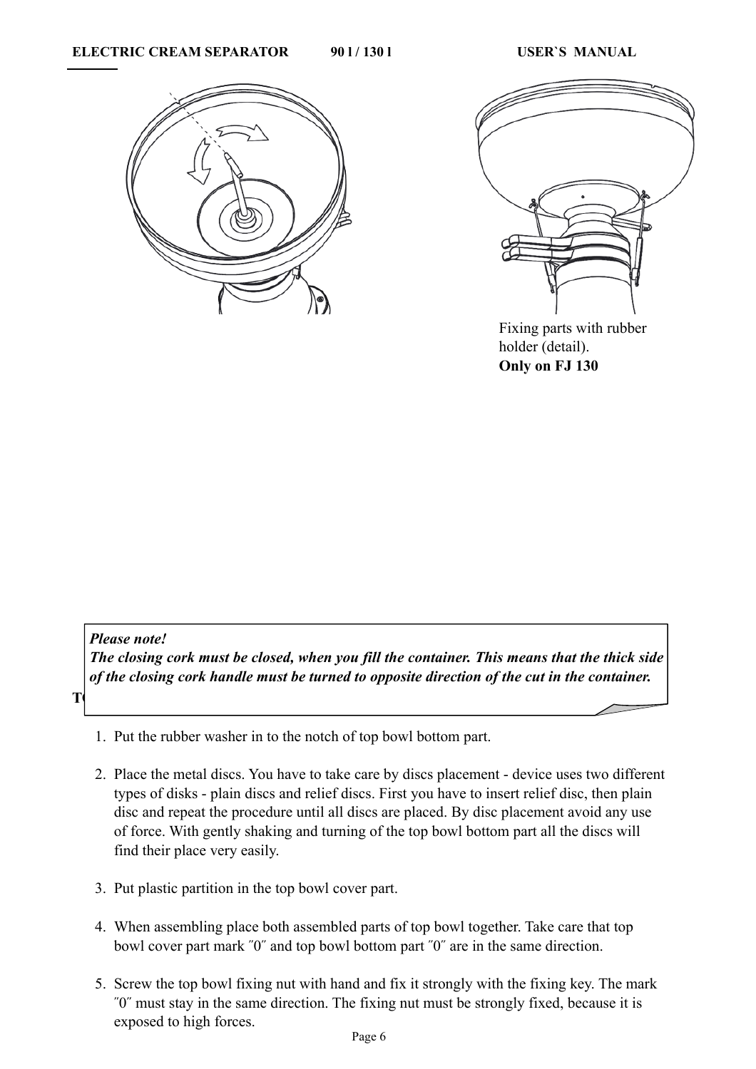Fixing parts with rubber holder (detail).
**Only on FJ 130**

***Please note!***
***The closing cork must be closed, when you fill the container. This means that the thick side of the closing cork handle must be turned to opposite direction of the cut in the container.***

**T**

1. Put the rubber washer in to the notch of top bowl bottom part.

2. Place the metal discs. You have to take care by discs placement - device uses two different types of disks - plain discs and relief discs. First you have to insert relief disc, then plain disc and repeat the procedure until all discs are placed. By disc placement avoid any use of force. With gently shaking and turning of the top bowl bottom part all the discs will find their place very easily.

3. Put plastic partition in the top bowl cover part.

4. When assembling place both assembled parts of top bowl together. Take care that top bowl cover part mark ″0″ and top bowl bottom part ″0″ are in the same direction.

5. Screw the top bowl fixing nut with hand and fix it strongly with the fixing key. The mark ″0″ must stay in the same direction. The fixing nut must be strongly fixed, because it is exposed to high forces.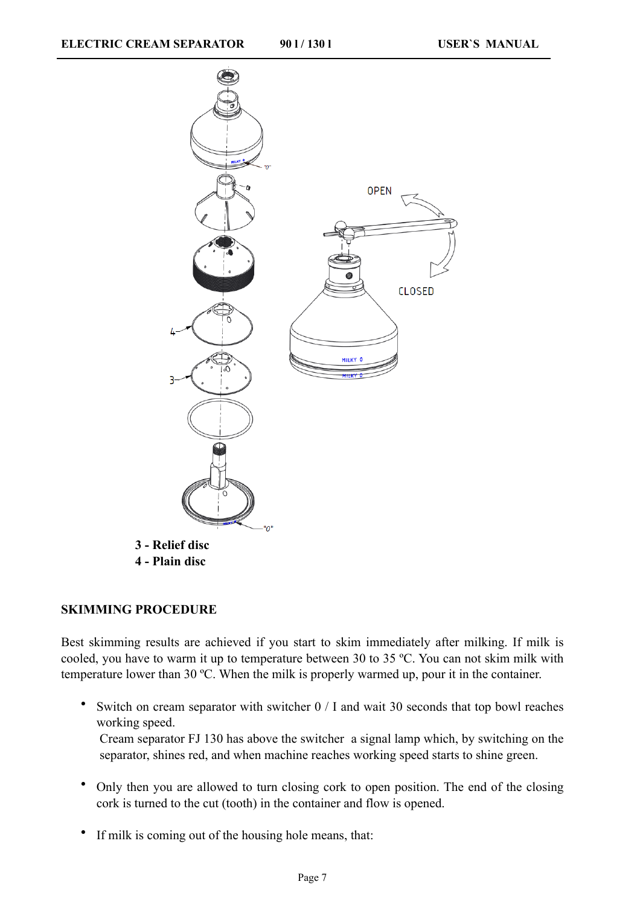**3 - Relief disc**
**4 - Plain disc**

## SKIMMING PROCEDURE

Best skimming results are achieved if you start to skim immediately after milking. If milk is cooled, you have to warm it up to temperature between 30 to 35 ºC. You can not skim milk with temperature lower than 30 ºC. When the milk is properly warmed up, pour it in the container.

- Switch on cream separator with switcher 0 / I and wait 30 seconds that top bowl reaches working speed.
  Cream separator FJ 130 has above the switcher a signal lamp which, by switching on the separator, shines red, and when machine reaches working speed starts to shine green.
- Only then you are allowed to turn closing cork to open position. The end of the closing cork is turned to the cut (tooth) in the container and flow is opened.
- If milk is coming out of the housing hole means, that: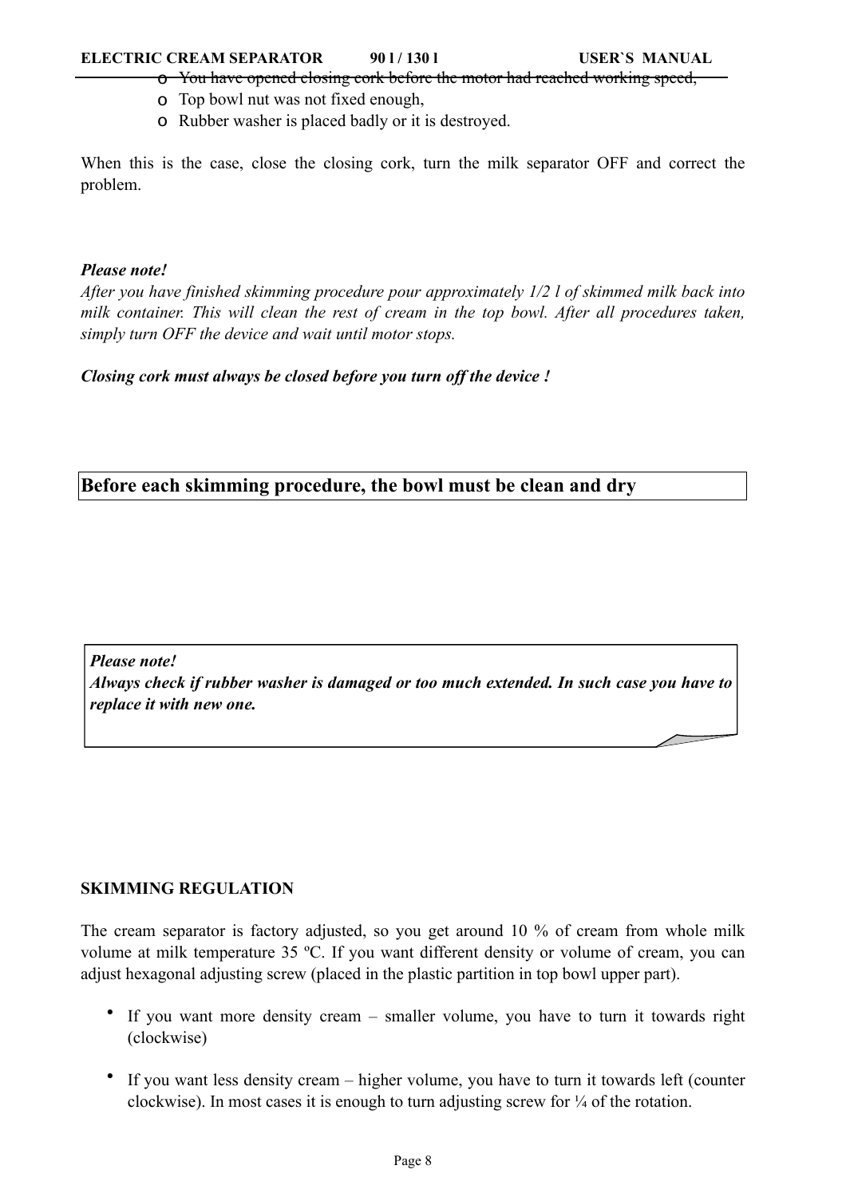- You have opened closing cork before the motor had reached working speed,
- Top bowl nut was not fixed enough,
- Rubber washer is placed badly or it is destroyed.

When this is the case, close the closing cork, turn the milk separator OFF and correct the problem.

***Please note!***
*After you have finished skimming procedure pour approximately 1/2 l of skimmed milk back into milk container. This will clean the rest of cream in the top bowl. After all procedures taken, simply turn OFF the device and wait until motor stops.*

***Closing cork must always be closed before you turn off the device !***

**Before each skimming procedure, the bowl must be clean and dry**

***Please note!***
***Always check if rubber washer is damaged or too much extended. In such case you have to replace it with new one.***

**SKIMMING REGULATION**

The cream separator is factory adjusted, so you get around 10 % of cream from whole milk volume at milk temperature 35 ºC. If you want different density or volume of cream, you can adjust hexagonal adjusting screw (placed in the plastic partition in top bowl upper part).

- If you want more density cream – smaller volume, you have to turn it towards right (clockwise)
- If you want less density cream – higher volume, you have to turn it towards left (counter clockwise). In most cases it is enough to turn adjusting screw for ¼ of the rotation.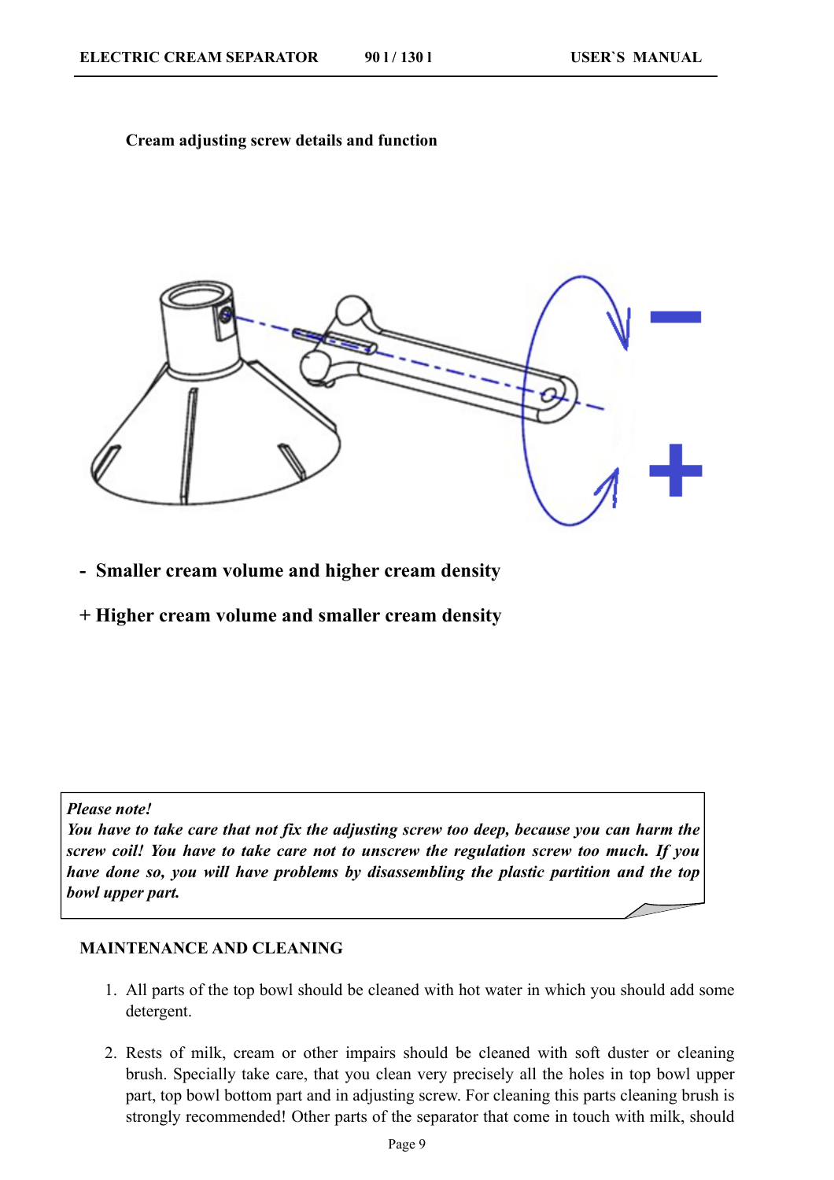**Cream adjusting screw details and function**

- **Smaller cream volume and higher cream density**

\+ **Higher cream volume and smaller cream density**

> ***Please note!***
> ***You have to take care that not fix the adjusting screw too deep, because you can harm the screw coil! You have to take care not to unscrew the regulation screw too much. If you have done so, you will have problems by disassembling the plastic partition and the top bowl upper part.***

## MAINTENANCE AND CLEANING

1. All parts of the top bowl should be cleaned with hot water in which you should add some detergent.

2. Rests of milk, cream or other impairs should be cleaned with soft duster or cleaning brush. Specially take care, that you clean very precisely all the holes in top bowl upper part, top bowl bottom part and in adjusting screw. For cleaning this parts cleaning brush is strongly recommended! Other parts of the separator that come in touch with milk, should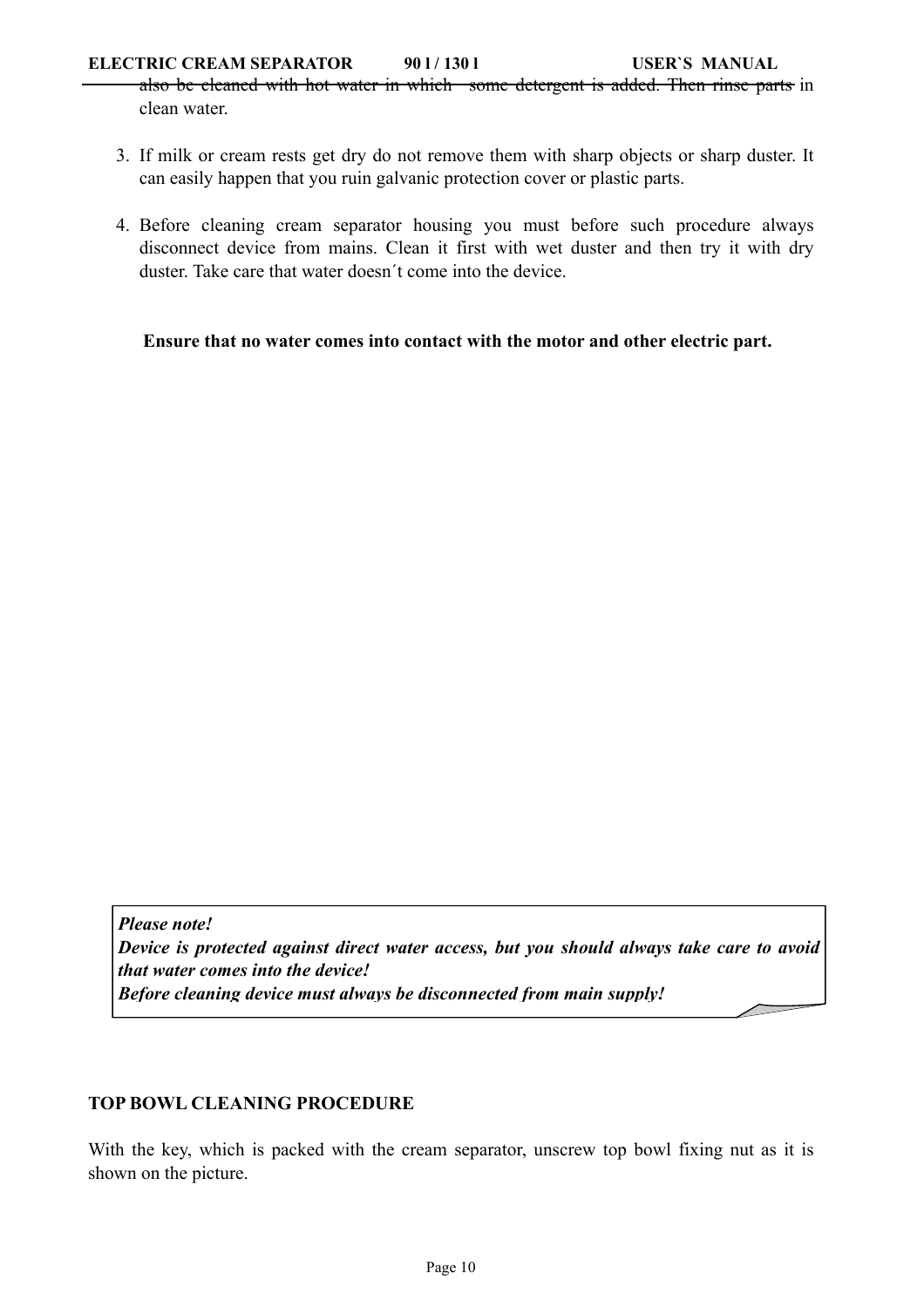also be cleaned with hot water in which some detergent is added. Then rinse parts in clean water.

3. If milk or cream rests get dry do not remove them with sharp objects or sharp duster. It can easily happen that you ruin galvanic protection cover or plastic parts.

4. Before cleaning cream separator housing you must before such procedure always disconnect device from mains. Clean it first with wet duster and then try it with dry duster. Take care that water doesn´t come into the device.

**Ensure that no water comes into contact with the motor and other electric part.**

***Please note!***
***Device is protected against direct water access, but you should always take care to avoid that water comes into the device!***
***Before cleaning device must always be disconnected from main supply!***

**TOP BOWL CLEANING PROCEDURE**

With the key, which is packed with the cream separator, unscrew top bowl fixing nut as it is shown on the picture.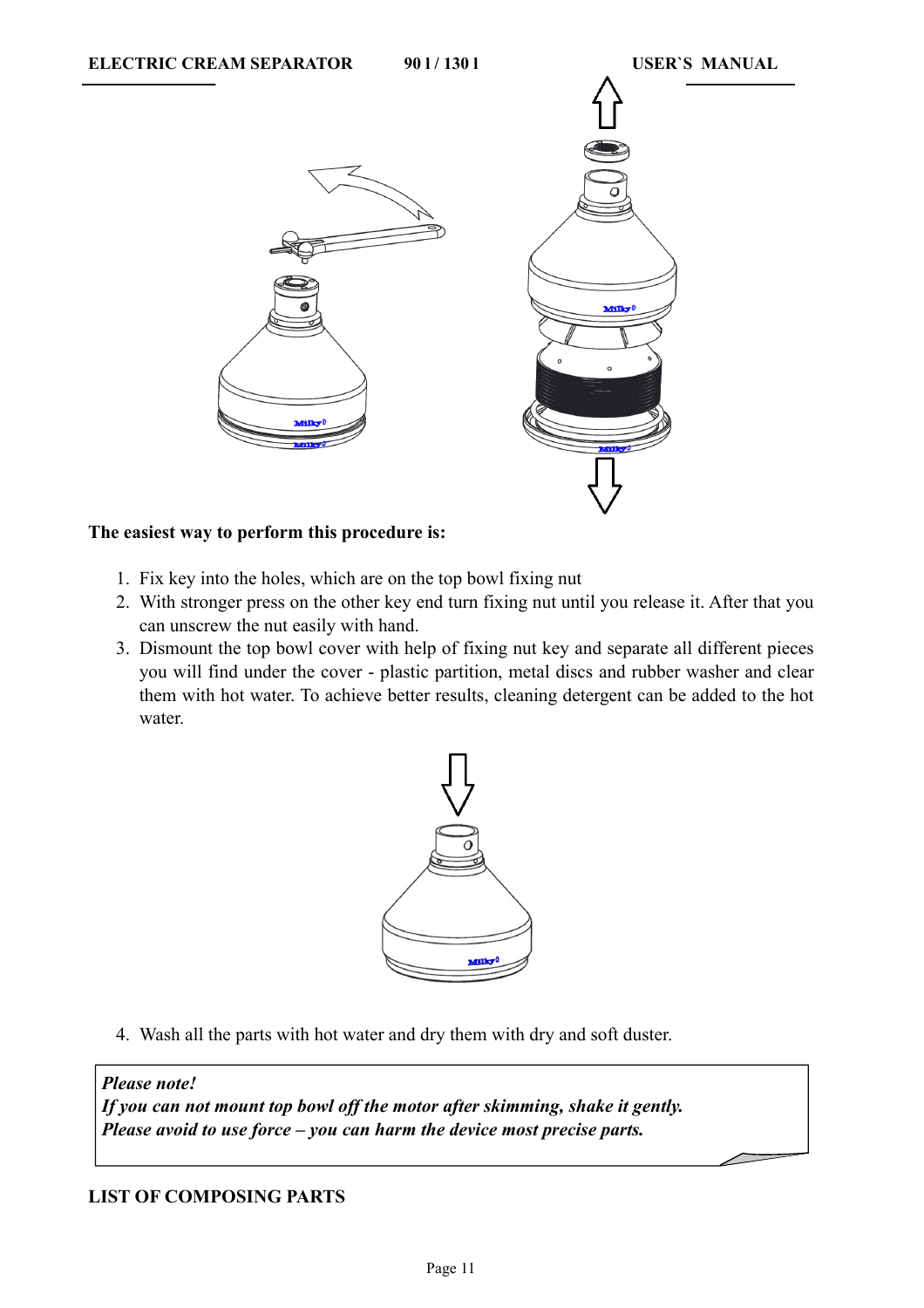**The easiest way to perform this procedure is:**

1. Fix key into the holes, which are on the top bowl fixing nut
2. With stronger press on the other key end turn fixing nut until you release it. After that you can unscrew the nut easily with hand.
3. Dismount the top bowl cover with help of fixing nut key and separate all different pieces you will find under the cover - plastic partition, metal discs and rubber washer and clear them with hot water. To achieve better results, cleaning detergent can be added to the hot water.

4. Wash all the parts with hot water and dry them with dry and soft duster.

> ***Please note!***
> ***If you can not mount top bowl off the motor after skimming, shake it gently.***
> ***Please avoid to use force – you can harm the device most precise parts.***

**LIST OF COMPOSING PARTS**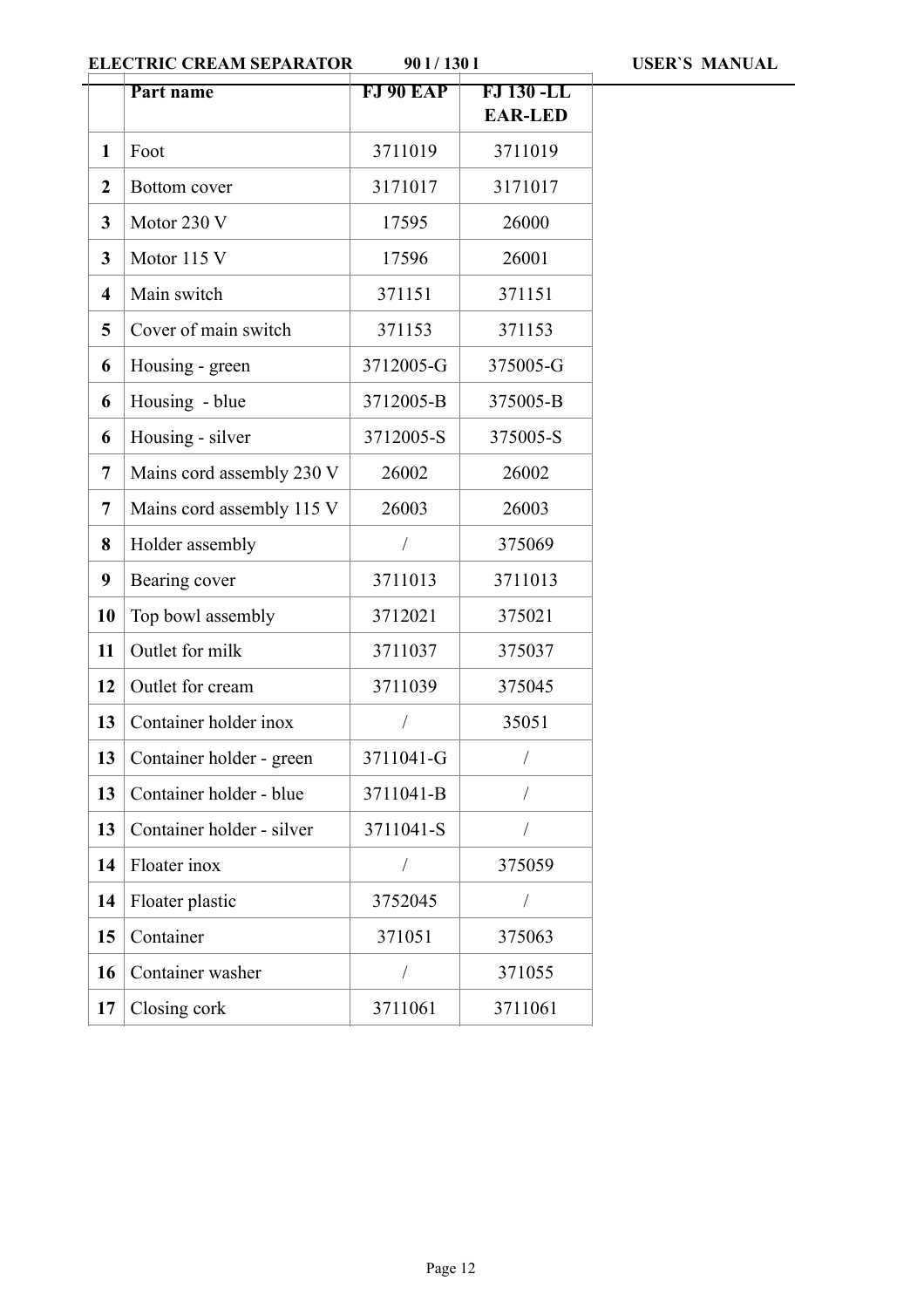| | Part name | FJ 90 EAP | FJ 130 -LL EAR-LED |
|---|---|---|---|
| **1** | Foot | 3711019 | 3711019 |
| **2** | Bottom cover | 3171017 | 3171017 |
| **3** | Motor 230 V | 17595 | 26000 |
| **3** | Motor 115 V | 17596 | 26001 |
| **4** | Main switch | 371151 | 371151 |
| **5** | Cover of main switch | 371153 | 371153 |
| **6** | Housing - green | 3712005-G | 375005-G |
| **6** | Housing - blue | 3712005-B | 375005-B |
| **6** | Housing - silver | 3712005-S | 375005-S |
| **7** | Mains cord assembly 230 V | 26002 | 26002 |
| **7** | Mains cord assembly 115 V | 26003 | 26003 |
| **8** | Holder assembly | / | 375069 |
| **9** | Bearing cover | 3711013 | 3711013 |
| **10** | Top bowl assembly | 3712021 | 375021 |
| **11** | Outlet for milk | 3711037 | 375037 |
| **12** | Outlet for cream | 3711039 | 375045 |
| **13** | Container holder inox | / | 35051 |
| **13** | Container holder - green | 3711041-G | / |
| **13** | Container holder - blue | 3711041-B | / |
| **13** | Container holder - silver | 3711041-S | / |
| **14** | Floater inox | / | 375059 |
| **14** | Floater plastic | 3752045 | / |
| **15** | Container | 371051 | 375063 |
| **16** | Container washer | / | 371055 |
| **17** | Closing cork | 3711061 | 3711061 |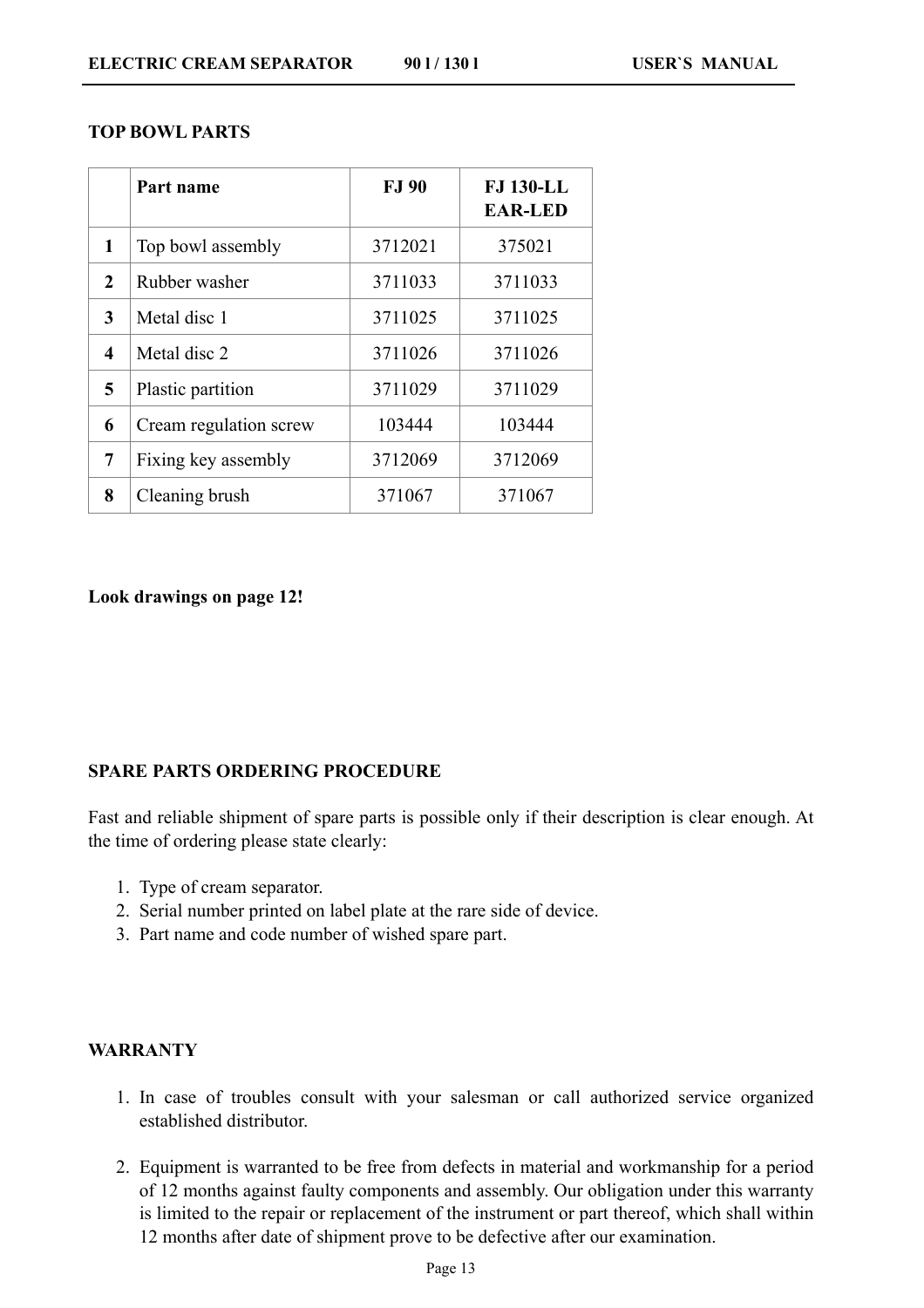## TOP BOWL PARTS

| | Part name | FJ 90 | FJ 130-LL EAR-LED |
|---|---|---|---|
| **1** | Top bowl assembly | 3712021 | 375021 |
| **2** | Rubber washer | 3711033 | 3711033 |
| **3** | Metal disc 1 | 3711025 | 3711025 |
| **4** | Metal disc 2 | 3711026 | 3711026 |
| **5** | Plastic partition | 3711029 | 3711029 |
| **6** | Cream regulation screw | 103444 | 103444 |
| **7** | Fixing key assembly | 3712069 | 3712069 |
| **8** | Cleaning brush | 371067 | 371067 |

**Look drawings on page 12!**

## SPARE PARTS ORDERING PROCEDURE

Fast and reliable shipment of spare parts is possible only if their description is clear enough. At the time of ordering please state clearly:

1. Type of cream separator.
2. Serial number printed on label plate at the rare side of device.
3. Part name and code number of wished spare part.

## WARRANTY

1. In case of troubles consult with your salesman or call authorized service organized established distributor.

2. Equipment is warranted to be free from defects in material and workmanship for a period of 12 months against faulty components and assembly. Our obligation under this warranty is limited to the repair or replacement of the instrument or part thereof, which shall within 12 months after date of shipment prove to be defective after our examination.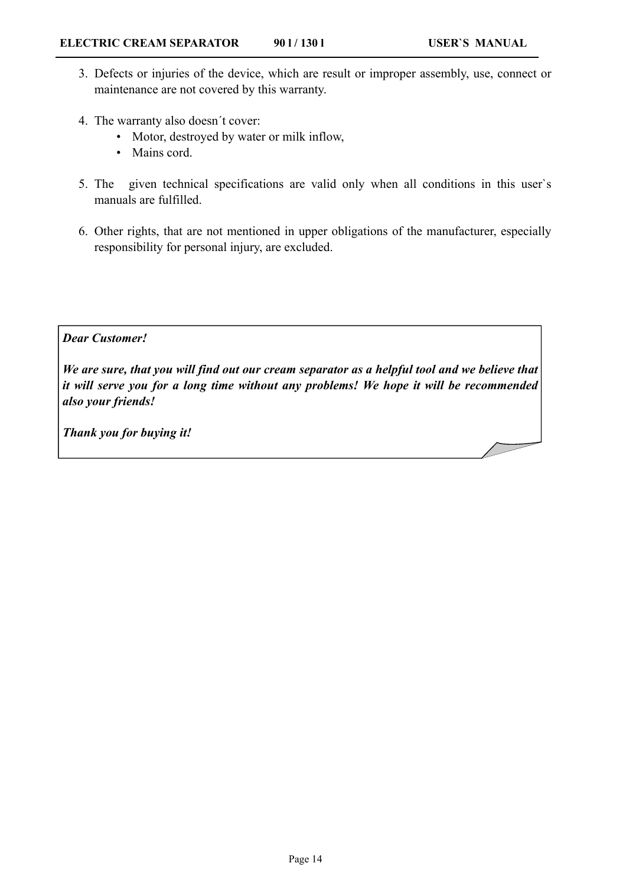3. Defects or injuries of the device, which are result or improper assembly, use, connect or maintenance are not covered by this warranty.

4. The warranty also doesn´t cover:
   - Motor, destroyed by water or milk inflow,
   - Mains cord.

5. The given technical specifications are valid only when all conditions in this user`s manuals are fulfilled.

6. Other rights, that are not mentioned in upper obligations of the manufacturer, especially responsibility for personal injury, are excluded.

***Dear Customer!***

***We are sure, that you will find out our cream separator as a helpful tool and we believe that it will serve you for a long time without any problems! We hope it will be recommended also your friends!***

***Thank you for buying it!***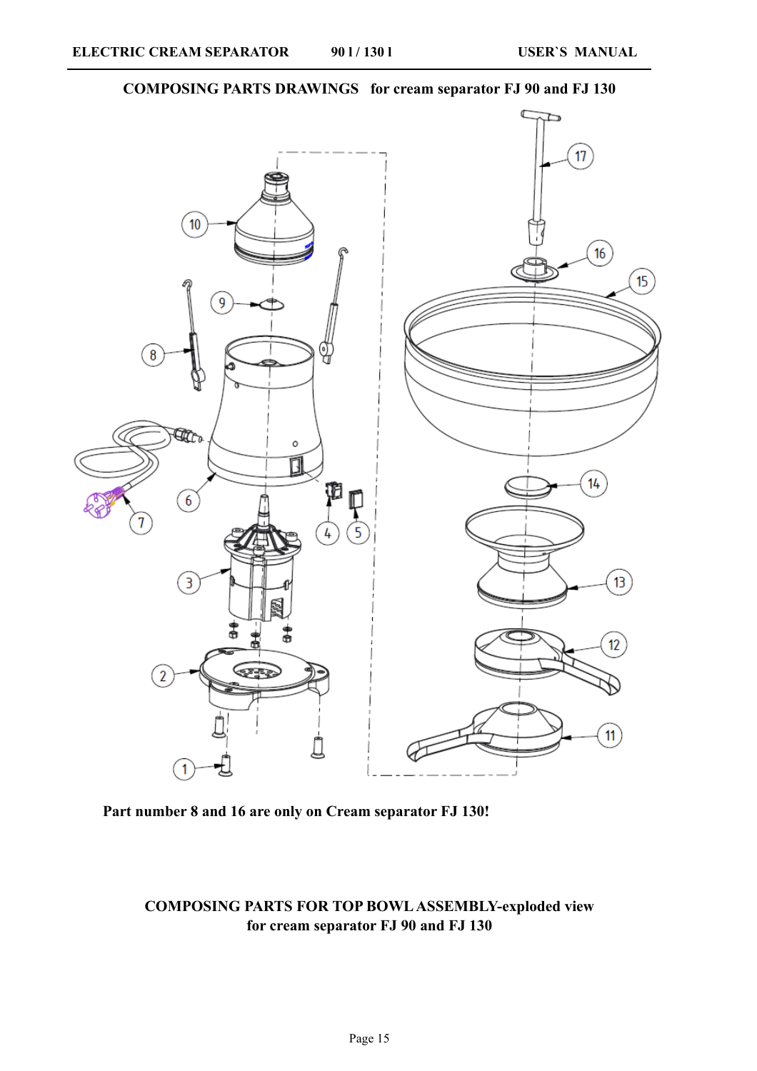## COMPOSING PARTS DRAWINGS for cream separator FJ 90 and FJ 130

**Part number 8 and 16 are only on Cream separator FJ 130!**

## COMPOSING PARTS FOR TOP BOWL ASSEMBLY-exploded view for cream separator FJ 90 and FJ 130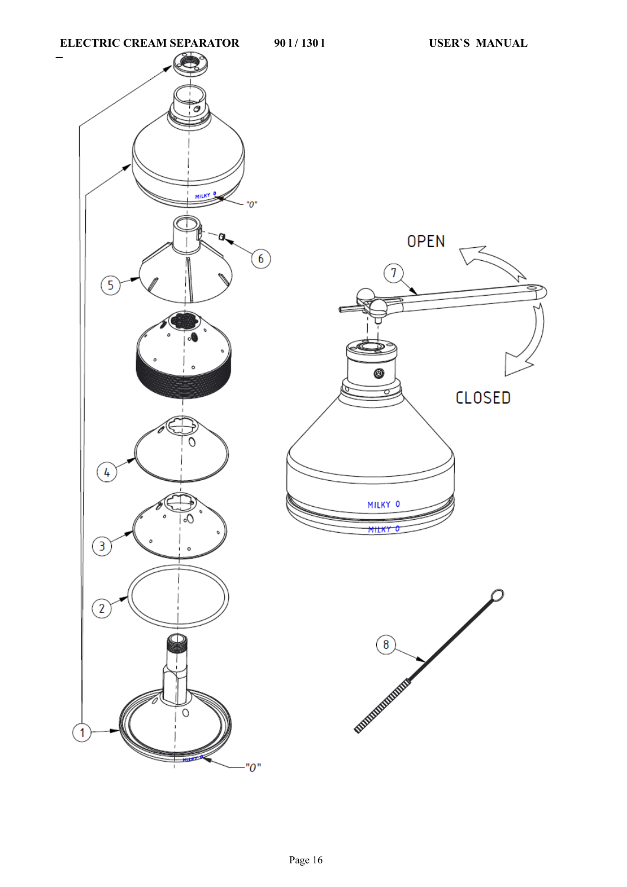"0"

6

5

4

3

2

1

"0"

OPEN

7

CLOSED

MILKY 0

MILKY 0

8